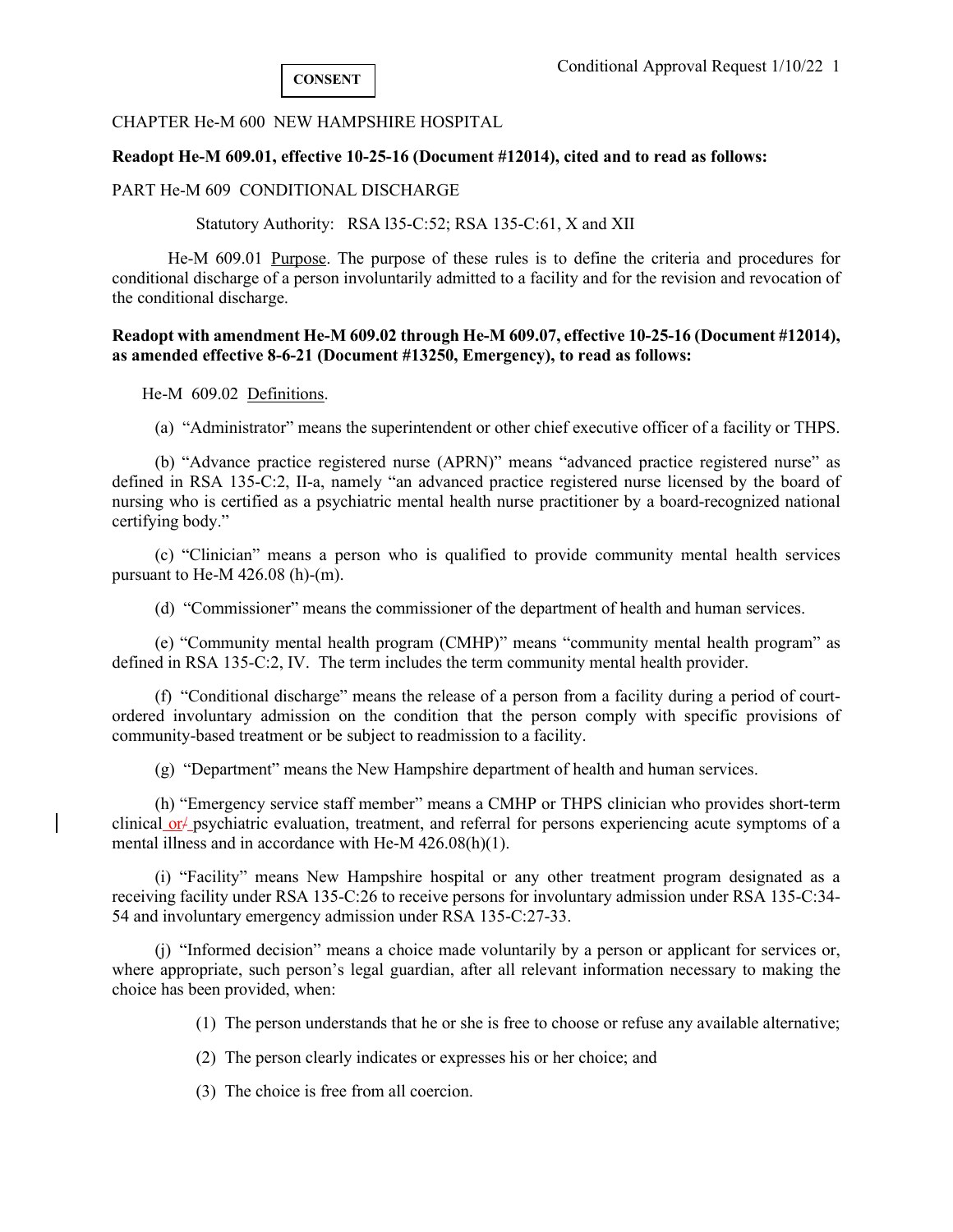**CONSENT**

CHAPTER He-M 600 NEW HAMPSHIRE HOSPITAL

**Readopt He-M 609.01, effective 10-25-16 (Document #12014), cited and to read as follows:**

PART He-M 609 CONDITIONAL DISCHARGE

Statutory Authority: RSA l35-C:52; RSA 135-C:61, X and XII

He-M 609.01 Purpose. The purpose of these rules is to define the criteria and procedures for conditional discharge of a person involuntarily admitted to a facility and for the revision and revocation of the conditional discharge.

**Readopt with amendment He-M 609.02 through He-M 609.07, effective 10-25-16 (Document #12014), as amended effective 8-6-21 (Document #13250, Emergency), to read as follows:**

He-M 609.02 Definitions.

(a) "Administrator" means the superintendent or other chief executive officer of a facility or THPS.

(b) "Advance practice registered nurse (APRN)" means "advanced practice registered nurse" as defined in RSA 135-C:2, II-a, namely "an advanced practice registered nurse licensed by the board of nursing who is certified as a psychiatric mental health nurse practitioner by a board-recognized national certifying body."

(c) "Clinician" means a person who is qualified to provide community mental health services pursuant to He-M 426.08 (h)-(m).

(d) "Commissioner" means the commissioner of the department of health and human services.

(e) "Community mental health program (CMHP)" means "community mental health program" as defined in RSA 135-C:2, IV. The term includes the term community mental health provider.

(f) "Conditional discharge" means the release of a person from a facility during a period of court-ordered involuntary admission on the condition that the person comply with specific provisions of community-based treatment or be subject to readmission to a facility.

(g) "Department" means the New Hampshire department of health and human services.

(h) "Emergency service staff member" means a CMHP or THPS clinician who provides short-term clinical or/ psychiatric evaluation, treatment, and referral for persons experiencing acute symptoms of a mental illness and in accordance with He-M 426.08(h)(1).

(i) "Facility" means New Hampshire hospital or any other treatment program designated as a receiving facility under RSA 135-C:26 to receive persons for involuntary admission under RSA 135-C:34-54 and involuntary emergency admission under RSA 135-C:27-33.

(j) "Informed decision" means a choice made voluntarily by a person or applicant for services or, where appropriate, such person's legal guardian, after all relevant information necessary to making the choice has been provided, when:

(1) The person understands that he or she is free to choose or refuse any available alternative;

(2) The person clearly indicates or expresses his or her choice; and

(3) The choice is free from all coercion.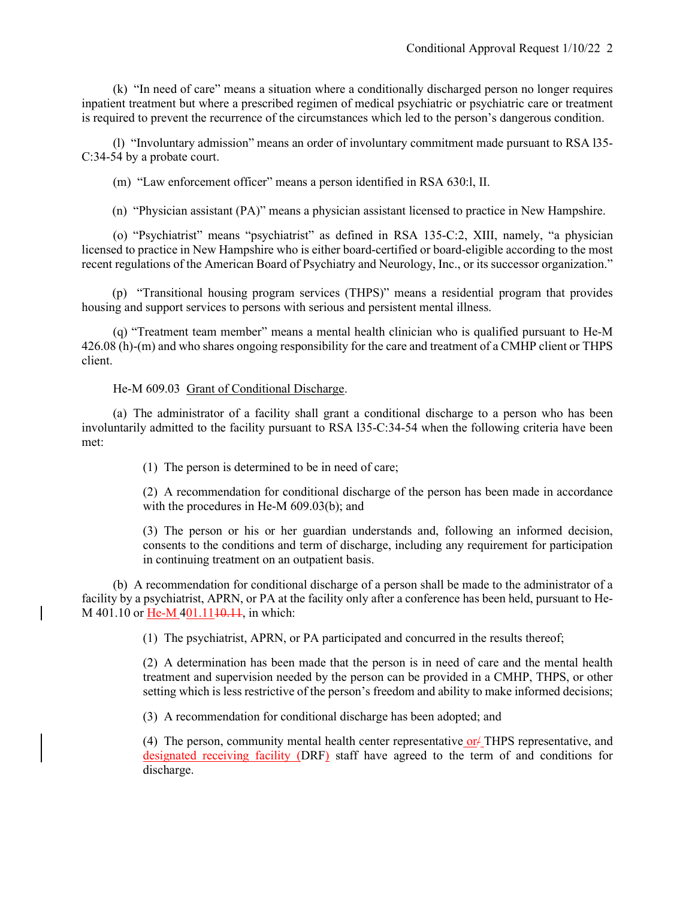(k) "In need of care" means a situation where a conditionally discharged person no longer requires inpatient treatment but where a prescribed regimen of medical psychiatric or psychiatric care or treatment is required to prevent the recurrence of the circumstances which led to the person's dangerous condition.

(l) "Involuntary admission" means an order of involuntary commitment made pursuant to RSA l35-C:34-54 by a probate court.

(m) "Law enforcement officer" means a person identified in RSA 630:l, II.

(n) "Physician assistant (PA)" means a physician assistant licensed to practice in New Hampshire.

(o) "Psychiatrist" means "psychiatrist" as defined in RSA 135-C:2, XIII, namely, "a physician licensed to practice in New Hampshire who is either board-certified or board-eligible according to the most recent regulations of the American Board of Psychiatry and Neurology, Inc., or its successor organization."

(p) "Transitional housing program services (THPS)" means a residential program that provides housing and support services to persons with serious and persistent mental illness.

(q) "Treatment team member" means a mental health clinician who is qualified pursuant to He-M 426.08 (h)-(m) and who shares ongoing responsibility for the care and treatment of a CMHP client or THPS client.

He-M 609.03 Grant of Conditional Discharge.

(a) The administrator of a facility shall grant a conditional discharge to a person who has been involuntarily admitted to the facility pursuant to RSA l35-C:34-54 when the following criteria have been met:

(1) The person is determined to be in need of care;

(2) A recommendation for conditional discharge of the person has been made in accordance with the procedures in He-M 609.03(b); and

(3) The person or his or her guardian understands and, following an informed decision, consents to the conditions and term of discharge, including any requirement for participation in continuing treatment on an outpatient basis.

(b) A recommendation for conditional discharge of a person shall be made to the administrator of a facility by a psychiatrist, APRN, or PA at the facility only after a conference has been held, pursuant to He-M 401.10 or He-M 401.11~~10.11~~, in which:

(1) The psychiatrist, APRN, or PA participated and concurred in the results thereof;

(2) A determination has been made that the person is in need of care and the mental health treatment and supervision needed by the person can be provided in a CMHP, THPS, or other setting which is less restrictive of the person's freedom and ability to make informed decisions;

(3) A recommendation for conditional discharge has been adopted; and

(4) The person, community mental health center representative or~~/~~ THPS representative, and designated receiving facility (DRF) staff have agreed to the term of and conditions for discharge.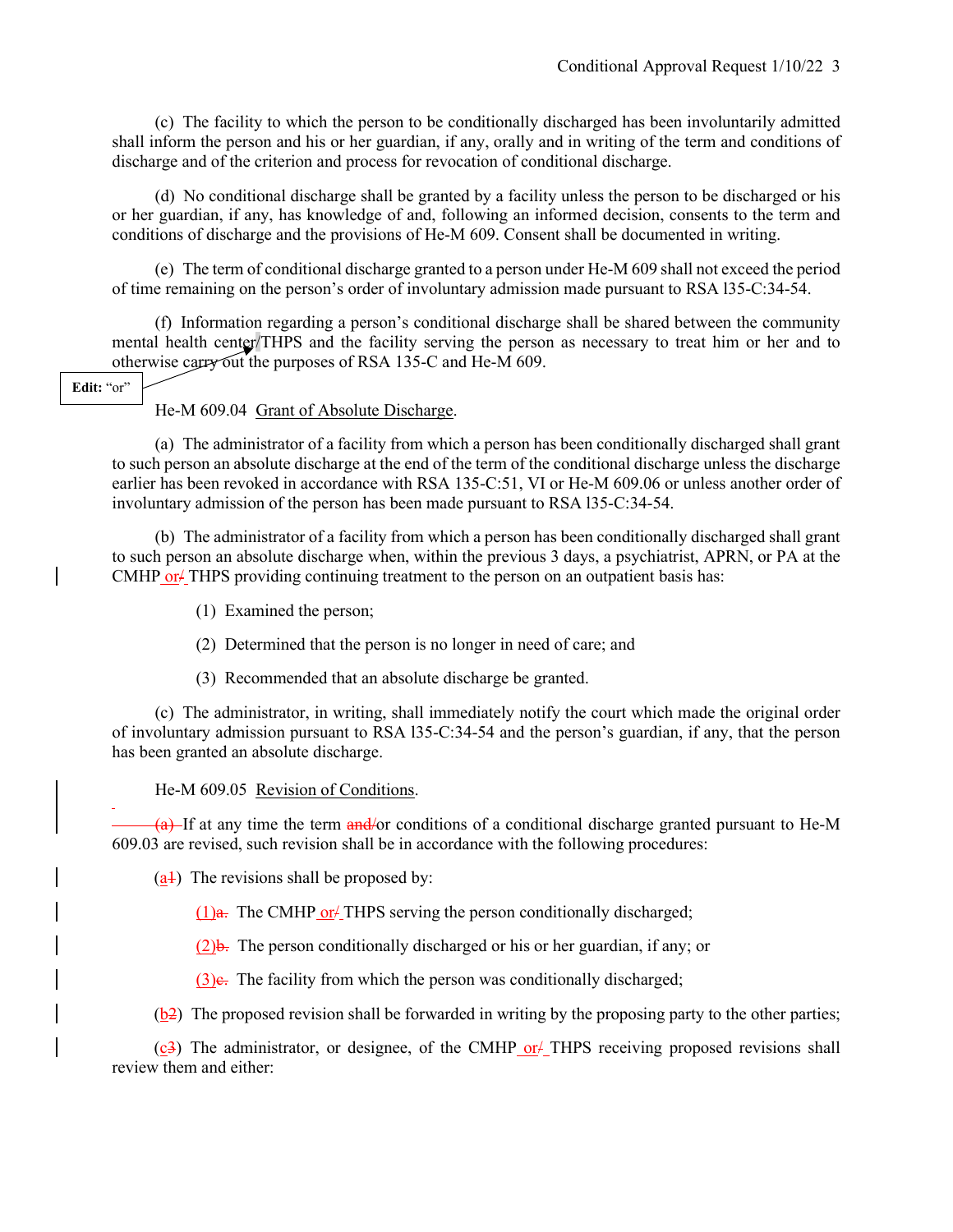(c) The facility to which the person to be conditionally discharged has been involuntarily admitted shall inform the person and his or her guardian, if any, orally and in writing of the term and conditions of discharge and of the criterion and process for revocation of conditional discharge.

(d) No conditional discharge shall be granted by a facility unless the person to be discharged or his or her guardian, if any, has knowledge of and, following an informed decision, consents to the term and conditions of discharge and the provisions of He-M 609. Consent shall be documented in writing.

(e) The term of conditional discharge granted to a person under He-M 609 shall not exceed the period of time remaining on the person's order of involuntary admission made pursuant to RSA l35-C:34-54.

(f) Information regarding a person's conditional discharge shall be shared between the community mental health center/THPS and the facility serving the person as necessary to treat him or her and to otherwise carry out the purposes of RSA 135-C and He-M 609.

**Edit:** "or"

He-M 609.04 Grant of Absolute Discharge.

(a) The administrator of a facility from which a person has been conditionally discharged shall grant to such person an absolute discharge at the end of the term of the conditional discharge unless the discharge earlier has been revoked in accordance with RSA 135-C:51, VI or He-M 609.06 or unless another order of involuntary admission of the person has been made pursuant to RSA l35-C:34-54.

(b) The administrator of a facility from which a person has been conditionally discharged shall grant to such person an absolute discharge when, within the previous 3 days, a psychiatrist, APRN, or PA at the CMHP or/ THPS providing continuing treatment to the person on an outpatient basis has:

(1) Examined the person;

(2) Determined that the person is no longer in need of care; and

(3) Recommended that an absolute discharge be granted.

(c) The administrator, in writing, shall immediately notify the court which made the original order of involuntary admission pursuant to RSA l35-C:34-54 and the person's guardian, if any, that the person has been granted an absolute discharge.

He-M 609.05 Revision of Conditions.

~~(a)~~ If at any time the term ~~and/~~or conditions of a conditional discharge granted pursuant to He-M 609.03 are revised, such revision shall be in accordance with the following procedures:

(a~~1~~) The revisions shall be proposed by:

(1)~~a.~~ The CMHP or~~/~~ THPS serving the person conditionally discharged;

(2)~~b.~~ The person conditionally discharged or his or her guardian, if any; or

(3)~~c.~~ The facility from which the person was conditionally discharged;

(b~~2~~) The proposed revision shall be forwarded in writing by the proposing party to the other parties;

(c~~3~~) The administrator, or designee, of the CMHP or~~/~~ THPS receiving proposed revisions shall review them and either: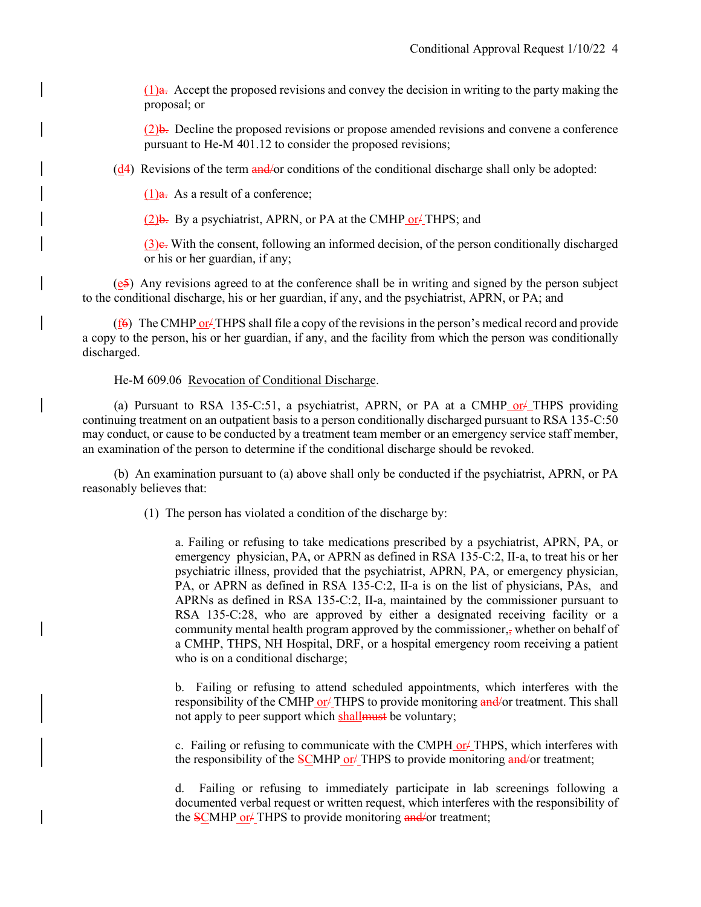(1)a. Accept the proposed revisions and convey the decision in writing to the party making the proposal; or

(2)b. Decline the proposed revisions or propose amended revisions and convene a conference pursuant to He-M 401.12 to consider the proposed revisions;

(d4) Revisions of the term and/or conditions of the conditional discharge shall only be adopted:

(1)a. As a result of a conference;

(2)b. By a psychiatrist, APRN, or PA at the CMHP or/ THPS; and

(3)c. With the consent, following an informed decision, of the person conditionally discharged or his or her guardian, if any;

(e5) Any revisions agreed to at the conference shall be in writing and signed by the person subject to the conditional discharge, his or her guardian, if any, and the psychiatrist, APRN, or PA; and

(f6) The CMHP or/ THPS shall file a copy of the revisions in the person's medical record and provide a copy to the person, his or her guardian, if any, and the facility from which the person was conditionally discharged.

He-M 609.06 Revocation of Conditional Discharge.

(a) Pursuant to RSA 135-C:51, a psychiatrist, APRN, or PA at a CMHP or/ THPS providing continuing treatment on an outpatient basis to a person conditionally discharged pursuant to RSA 135-C:50 may conduct, or cause to be conducted by a treatment team member or an emergency service staff member, an examination of the person to determine if the conditional discharge should be revoked.

(b) An examination pursuant to (a) above shall only be conducted if the psychiatrist, APRN, or PA reasonably believes that:

(1) The person has violated a condition of the discharge by:

a. Failing or refusing to take medications prescribed by a psychiatrist, APRN, PA, or emergency physician, PA, or APRN as defined in RSA 135-C:2, II-a, to treat his or her psychiatric illness, provided that the psychiatrist, APRN, PA, or emergency physician, PA, or APRN as defined in RSA 135-C:2, II-a is on the list of physicians, PAs, and APRNs as defined in RSA 135-C:2, II-a, maintained by the commissioner pursuant to RSA 135-C:28, who are approved by either a designated receiving facility or a community mental health program approved by the commissioner,, whether on behalf of a CMHP, THPS, NH Hospital, DRF, or a hospital emergency room receiving a patient who is on a conditional discharge;

b. Failing or refusing to attend scheduled appointments, which interferes with the responsibility of the CMHP or/ THPS to provide monitoring and/or treatment. This shall not apply to peer support which shallmust be voluntary;

c. Failing or refusing to communicate with the CMPH or/ THPS, which interferes with the responsibility of the SCMHP or/ THPS to provide monitoring and/or treatment;

d. Failing or refusing to immediately participate in lab screenings following a documented verbal request or written request, which interferes with the responsibility of the SCMHP or/ THPS to provide monitoring and/or treatment;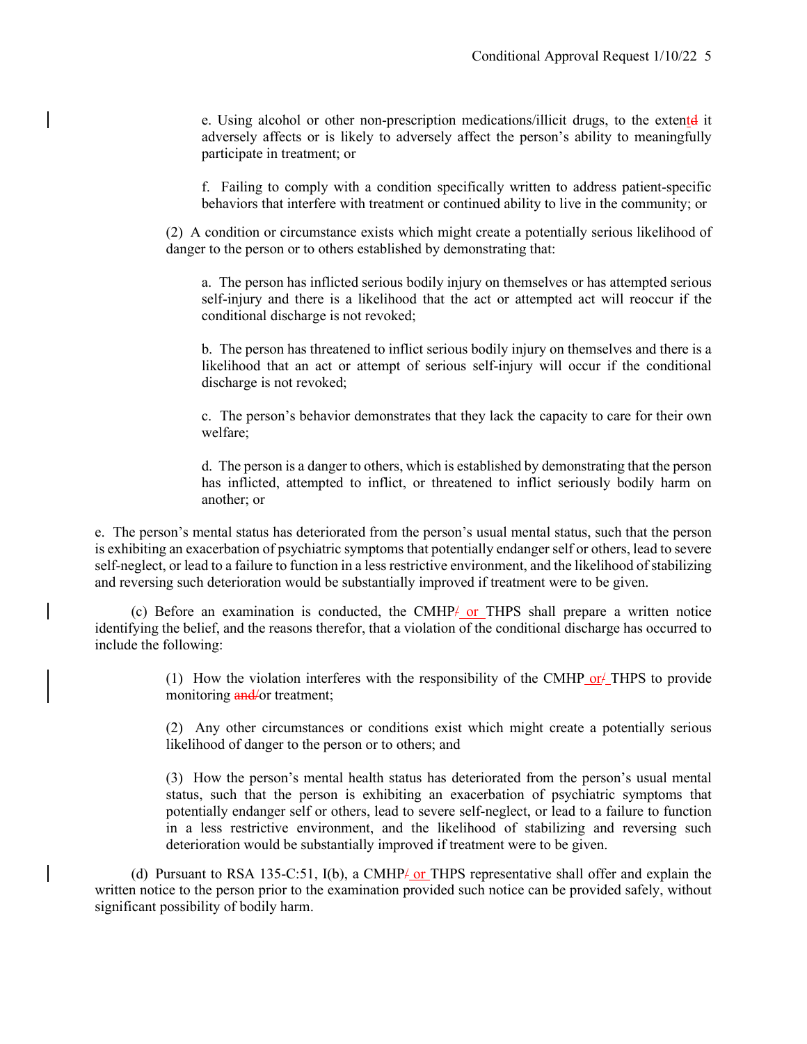e. Using alcohol or other non-prescription medications/illicit drugs, to the extentd it adversely affects or is likely to adversely affect the person's ability to meaningfully participate in treatment; or

f. Failing to comply with a condition specifically written to address patient-specific behaviors that interfere with treatment or continued ability to live in the community; or

(2) A condition or circumstance exists which might create a potentially serious likelihood of danger to the person or to others established by demonstrating that:

a. The person has inflicted serious bodily injury on themselves or has attempted serious self-injury and there is a likelihood that the act or attempted act will reoccur if the conditional discharge is not revoked;

b. The person has threatened to inflict serious bodily injury on themselves and there is a likelihood that an act or attempt of serious self-injury will occur if the conditional discharge is not revoked;

c. The person's behavior demonstrates that they lack the capacity to care for their own welfare;

d. The person is a danger to others, which is established by demonstrating that the person has inflicted, attempted to inflict, or threatened to inflict seriously bodily harm on another; or

e. The person's mental status has deteriorated from the person's usual mental status, such that the person is exhibiting an exacerbation of psychiatric symptoms that potentially endanger self or others, lead to severe self-neglect, or lead to a failure to function in a less restrictive environment, and the likelihood of stabilizing and reversing such deterioration would be substantially improved if treatment were to be given.

(c) Before an examination is conducted, the CMHP/ or THPS shall prepare a written notice identifying the belief, and the reasons therefor, that a violation of the conditional discharge has occurred to include the following:

(1) How the violation interferes with the responsibility of the CMHP or/ THPS to provide monitoring and/or treatment;

(2) Any other circumstances or conditions exist which might create a potentially serious likelihood of danger to the person or to others; and

(3) How the person's mental health status has deteriorated from the person's usual mental status, such that the person is exhibiting an exacerbation of psychiatric symptoms that potentially endanger self or others, lead to severe self-neglect, or lead to a failure to function in a less restrictive environment, and the likelihood of stabilizing and reversing such deterioration would be substantially improved if treatment were to be given.

(d) Pursuant to RSA 135-C:51, I(b), a CMHP/ or THPS representative shall offer and explain the written notice to the person prior to the examination provided such notice can be provided safely, without significant possibility of bodily harm.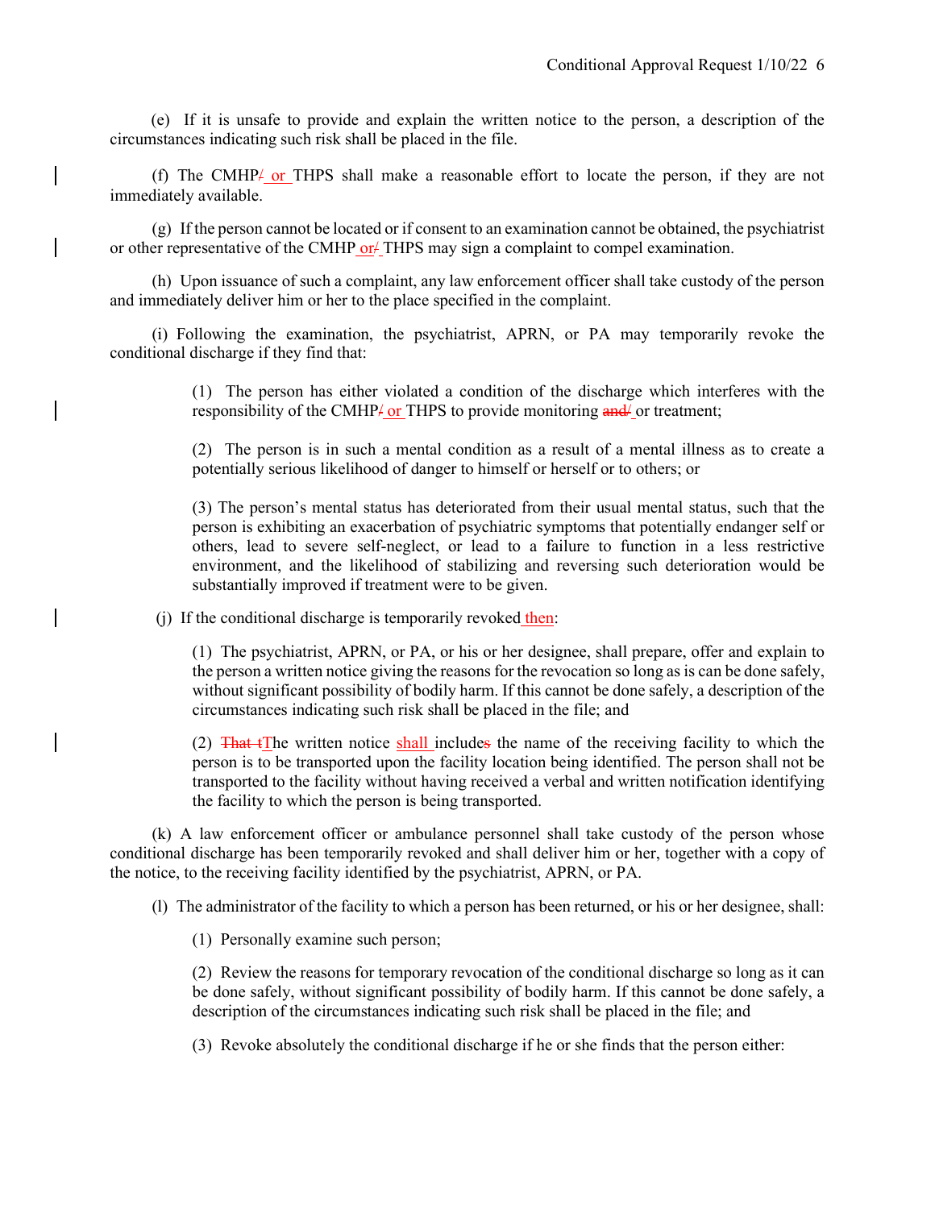(e) If it is unsafe to provide and explain the written notice to the person, a description of the circumstances indicating such risk shall be placed in the file.

(f) The CMHP~~/~~ or THPS shall make a reasonable effort to locate the person, if they are not immediately available.

(g) If the person cannot be located or if consent to an examination cannot be obtained, the psychiatrist or other representative of the CMHP or~~/~~ THPS may sign a complaint to compel examination.

(h) Upon issuance of such a complaint, any law enforcement officer shall take custody of the person and immediately deliver him or her to the place specified in the complaint.

(i) Following the examination, the psychiatrist, APRN, or PA may temporarily revoke the conditional discharge if they find that:

> (1) The person has either violated a condition of the discharge which interferes with the responsibility of the CMHP~~/~~ or THPS to provide monitoring ~~and/~~ or treatment;
>
> (2) The person is in such a mental condition as a result of a mental illness as to create a potentially serious likelihood of danger to himself or herself or to others; or
>
> (3) The person's mental status has deteriorated from their usual mental status, such that the person is exhibiting an exacerbation of psychiatric symptoms that potentially endanger self or others, lead to severe self-neglect, or lead to a failure to function in a less restrictive environment, and the likelihood of stabilizing and reversing such deterioration would be substantially improved if treatment were to be given.

(j) If the conditional discharge is temporarily revoked then:

> (1) The psychiatrist, APRN, or PA, or his or her designee, shall prepare, offer and explain to the person a written notice giving the reasons for the revocation so long as is can be done safely, without significant possibility of bodily harm. If this cannot be done safely, a description of the circumstances indicating such risk shall be placed in the file; and
>
> (2) ~~That t~~The written notice shall include~~s~~ the name of the receiving facility to which the person is to be transported upon the facility location being identified. The person shall not be transported to the facility without having received a verbal and written notification identifying the facility to which the person is being transported.

(k) A law enforcement officer or ambulance personnel shall take custody of the person whose conditional discharge has been temporarily revoked and shall deliver him or her, together with a copy of the notice, to the receiving facility identified by the psychiatrist, APRN, or PA.

(l) The administrator of the facility to which a person has been returned, or his or her designee, shall:

> (1) Personally examine such person;
>
> (2) Review the reasons for temporary revocation of the conditional discharge so long as it can be done safely, without significant possibility of bodily harm. If this cannot be done safely, a description of the circumstances indicating such risk shall be placed in the file; and
>
> (3) Revoke absolutely the conditional discharge if he or she finds that the person either: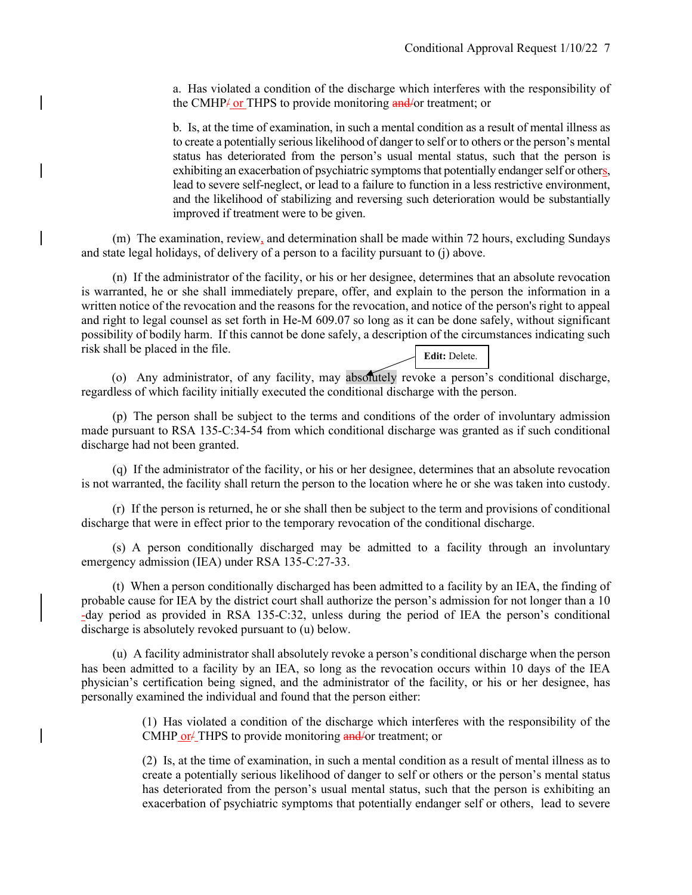a. Has violated a condition of the discharge which interferes with the responsibility of the CMHP/ or THPS to provide monitoring and/or treatment; or

b. Is, at the time of examination, in such a mental condition as a result of mental illness as to create a potentially serious likelihood of danger to self or to others or the person's mental status has deteriorated from the person's usual mental status, such that the person is exhibiting an exacerbation of psychiatric symptoms that potentially endanger self or others, lead to severe self-neglect, or lead to a failure to function in a less restrictive environment, and the likelihood of stabilizing and reversing such deterioration would be substantially improved if treatment were to be given.

(m) The examination, review, and determination shall be made within 72 hours, excluding Sundays and state legal holidays, of delivery of a person to a facility pursuant to (j) above.

(n) If the administrator of the facility, or his or her designee, determines that an absolute revocation is warranted, he or she shall immediately prepare, offer, and explain to the person the information in a written notice of the revocation and the reasons for the revocation, and notice of the person's right to appeal and right to legal counsel as set forth in He-M 609.07 so long as it can be done safely, without significant possibility of bodily harm. If this cannot be done safely, a description of the circumstances indicating such risk shall be placed in the file.

**Edit:** Delete.

(o) Any administrator, of any facility, may absolutely revoke a person's conditional discharge, regardless of which facility initially executed the conditional discharge with the person.

(p) The person shall be subject to the terms and conditions of the order of involuntary admission made pursuant to RSA 135-C:34-54 from which conditional discharge was granted as if such conditional discharge had not been granted.

(q) If the administrator of the facility, or his or her designee, determines that an absolute revocation is not warranted, the facility shall return the person to the location where he or she was taken into custody.

(r) If the person is returned, he or she shall then be subject to the term and provisions of conditional discharge that were in effect prior to the temporary revocation of the conditional discharge.

(s) A person conditionally discharged may be admitted to a facility through an involuntary emergency admission (IEA) under RSA 135-C:27-33.

(t) When a person conditionally discharged has been admitted to a facility by an IEA, the finding of probable cause for IEA by the district court shall authorize the person's admission for not longer than a 10 -day period as provided in RSA 135-C:32, unless during the period of IEA the person's conditional discharge is absolutely revoked pursuant to (u) below.

(u) A facility administrator shall absolutely revoke a person's conditional discharge when the person has been admitted to a facility by an IEA, so long as the revocation occurs within 10 days of the IEA physician's certification being signed, and the administrator of the facility, or his or her designee, has personally examined the individual and found that the person either:

(1) Has violated a condition of the discharge which interferes with the responsibility of the CMHP or/ THPS to provide monitoring and/or treatment; or

(2) Is, at the time of examination, in such a mental condition as a result of mental illness as to create a potentially serious likelihood of danger to self or others or the person's mental status has deteriorated from the person's usual mental status, such that the person is exhibiting an exacerbation of psychiatric symptoms that potentially endanger self or others, lead to severe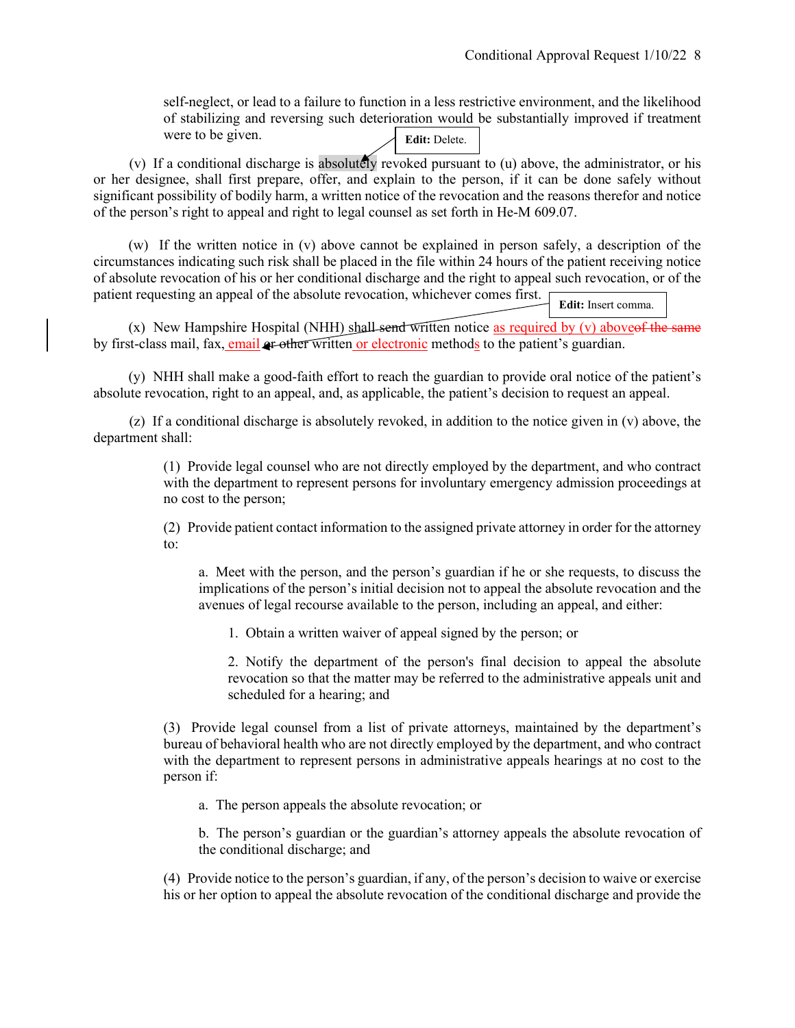self-neglect, or lead to a failure to function in a less restrictive environment, and the likelihood of stabilizing and reversing such deterioration would be substantially improved if treatment were to be given.

**Edit:** Delete.

(v) If a conditional discharge is absolutely revoked pursuant to (u) above, the administrator, or his or her designee, shall first prepare, offer, and explain to the person, if it can be done safely without significant possibility of bodily harm, a written notice of the revocation and the reasons therefor and notice of the person's right to appeal and right to legal counsel as set forth in He-M 609.07.

(w) If the written notice in (v) above cannot be explained in person safely, a description of the circumstances indicating such risk shall be placed in the file within 24 hours of the patient receiving notice of absolute revocation of his or her conditional discharge and the right to appeal such revocation, or of the patient requesting an appeal of the absolute revocation, whichever comes first.

**Edit:** Insert comma.

(x) New Hampshire Hospital (NHH) shall ~~send~~ written notice as required by (v) above~~of the same~~ by first-class mail, fax, email ~~or other~~ written or electronic methods to the patient's guardian.

(y) NHH shall make a good-faith effort to reach the guardian to provide oral notice of the patient's absolute revocation, right to an appeal, and, as applicable, the patient's decision to request an appeal.

(z) If a conditional discharge is absolutely revoked, in addition to the notice given in (v) above, the department shall:

(1) Provide legal counsel who are not directly employed by the department, and who contract with the department to represent persons for involuntary emergency admission proceedings at no cost to the person;

(2) Provide patient contact information to the assigned private attorney in order for the attorney to:

a. Meet with the person, and the person's guardian if he or she requests, to discuss the implications of the person's initial decision not to appeal the absolute revocation and the avenues of legal recourse available to the person, including an appeal, and either:

1. Obtain a written waiver of appeal signed by the person; or

2. Notify the department of the person's final decision to appeal the absolute revocation so that the matter may be referred to the administrative appeals unit and scheduled for a hearing; and

(3) Provide legal counsel from a list of private attorneys, maintained by the department's bureau of behavioral health who are not directly employed by the department, and who contract with the department to represent persons in administrative appeals hearings at no cost to the person if:

a. The person appeals the absolute revocation; or

b. The person's guardian or the guardian's attorney appeals the absolute revocation of the conditional discharge; and

(4) Provide notice to the person's guardian, if any, of the person's decision to waive or exercise his or her option to appeal the absolute revocation of the conditional discharge and provide the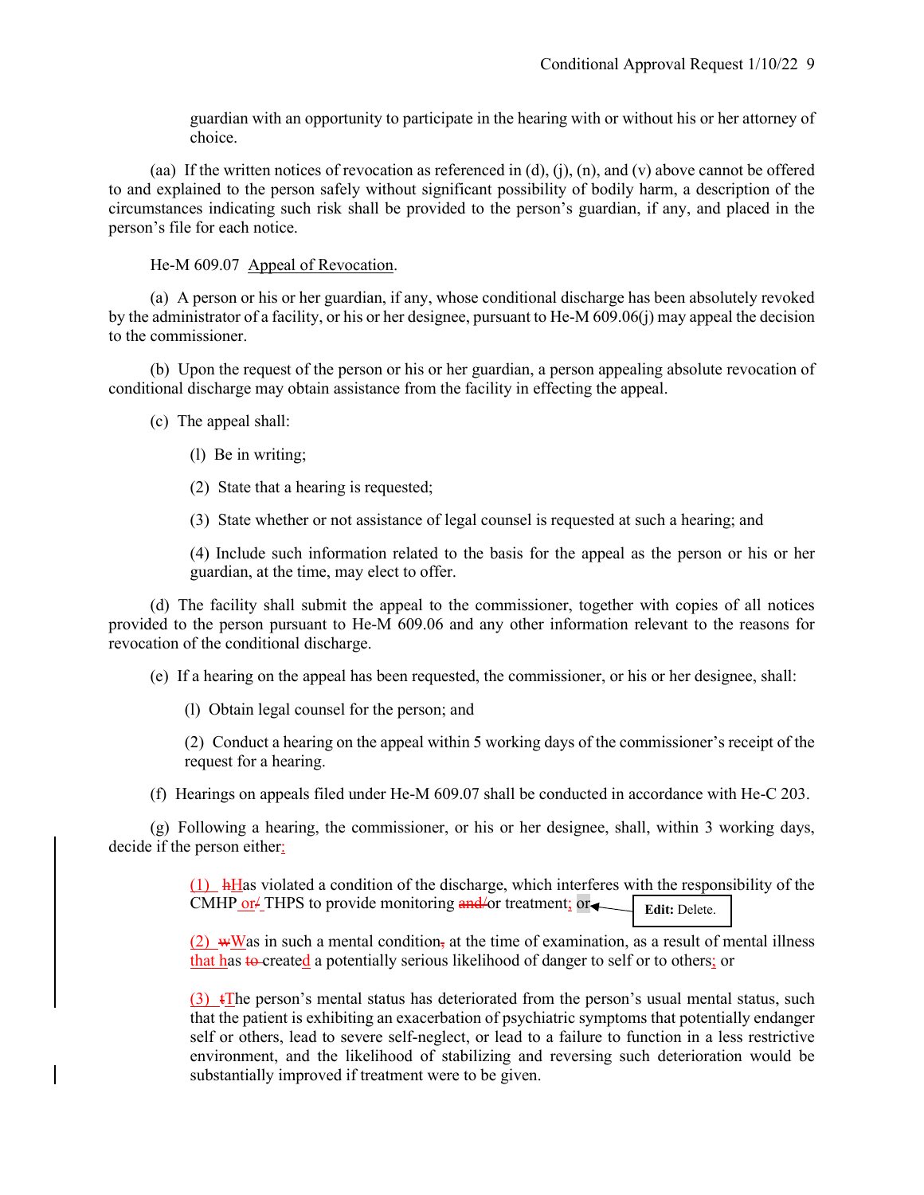guardian with an opportunity to participate in the hearing with or without his or her attorney of choice.

(aa) If the written notices of revocation as referenced in (d), (j), (n), and (v) above cannot be offered to and explained to the person safely without significant possibility of bodily harm, a description of the circumstances indicating such risk shall be provided to the person's guardian, if any, and placed in the person's file for each notice.

He-M 609.07 Appeal of Revocation.

(a) A person or his or her guardian, if any, whose conditional discharge has been absolutely revoked by the administrator of a facility, or his or her designee, pursuant to He-M 609.06(j) may appeal the decision to the commissioner.

(b) Upon the request of the person or his or her guardian, a person appealing absolute revocation of conditional discharge may obtain assistance from the facility in effecting the appeal.

(c) The appeal shall:

(l) Be in writing;

(2) State that a hearing is requested;

(3) State whether or not assistance of legal counsel is requested at such a hearing; and

(4) Include such information related to the basis for the appeal as the person or his or her guardian, at the time, may elect to offer.

(d) The facility shall submit the appeal to the commissioner, together with copies of all notices provided to the person pursuant to He-M 609.06 and any other information relevant to the reasons for revocation of the conditional discharge.

(e) If a hearing on the appeal has been requested, the commissioner, or his or her designee, shall:

(l) Obtain legal counsel for the person; and

(2) Conduct a hearing on the appeal within 5 working days of the commissioner's receipt of the request for a hearing.

(f) Hearings on appeals filed under He-M 609.07 shall be conducted in accordance with He-C 203.

(g) Following a hearing, the commissioner, or his or her designee, shall, within 3 working days, decide if the person either:

(1) hHas violated a condition of the discharge, which interferes with the responsibility of the CMHP or/ THPS to provide monitoring and/or treatment; or

**Edit:** Delete.

(2) wWas in such a mental condition, at the time of examination, as a result of mental illness that has to created a potentially serious likelihood of danger to self or to others; or

(3) tThe person's mental status has deteriorated from the person's usual mental status, such that the patient is exhibiting an exacerbation of psychiatric symptoms that potentially endanger self or others, lead to severe self-neglect, or lead to a failure to function in a less restrictive environment, and the likelihood of stabilizing and reversing such deterioration would be substantially improved if treatment were to be given.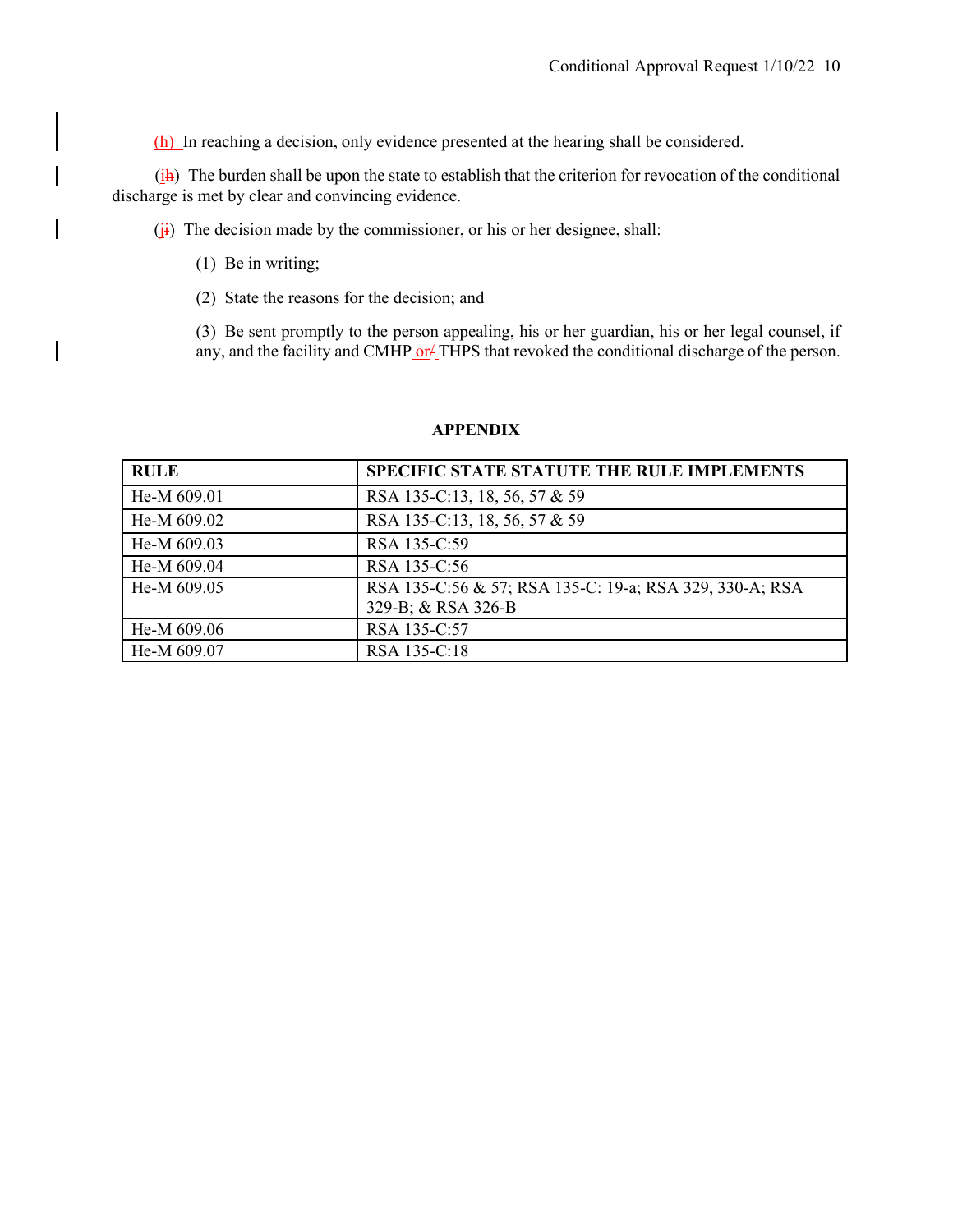(h) In reaching a decision, only evidence presented at the hearing shall be considered.

(ih) The burden shall be upon the state to establish that the criterion for revocation of the conditional discharge is met by clear and convincing evidence.

(ji) The decision made by the commissioner, or his or her designee, shall:

(1) Be in writing;

(2) State the reasons for the decision; and

(3) Be sent promptly to the person appealing, his or her guardian, his or her legal counsel, if any, and the facility and CMHP or/ THPS that revoked the conditional discharge of the person.

**APPENDIX**

| RULE | SPECIFIC STATE STATUTE THE RULE IMPLEMENTS |
|---|---|
| He-M 609.01 | RSA 135-C:13, 18, 56, 57 & 59 |
| He-M 609.02 | RSA 135-C:13, 18, 56, 57 & 59 |
| He-M 609.03 | RSA 135-C:59 |
| He-M 609.04 | RSA 135-C:56 |
| He-M 609.05 | RSA 135-C:56 & 57; RSA 135-C: 19-a; RSA 329, 330-A; RSA 329-B; & RSA 326-B |
| He-M 609.06 | RSA 135-C:57 |
| He-M 609.07 | RSA 135-C:18 |